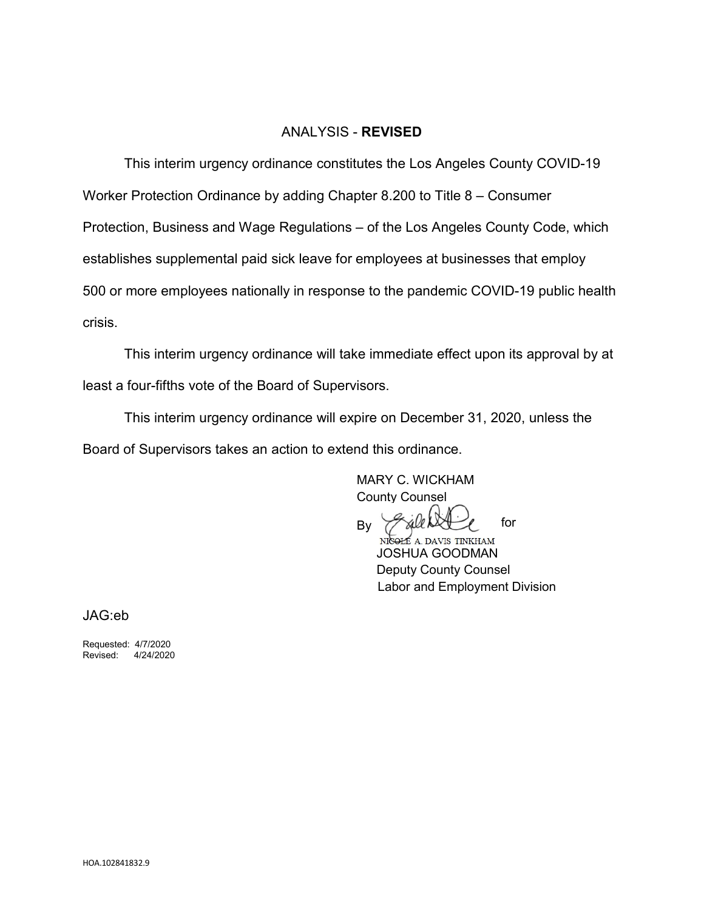# ANALYSIS - **REVISED**

This interim urgency ordinance constitutes the Los Angeles County COVID-19 Worker Protection Ordinance by adding Chapter 8.200 to Title 8 – Consumer Protection, Business and Wage Regulations – of the Los Angeles County Code, which establishes supplemental paid sick leave for employees at businesses that employ 500 or more employees nationally in response to the pandemic COVID-19 public health crisis.

This interim urgency ordinance will take immediate effect upon its approval by at least a four-fifths vote of the Board of Supervisors.

This interim urgency ordinance will expire on December 31, 2020, unless the Board of Supervisors takes an action to extend this ordinance.

MARY C. WICKHAM
County Counsel

By NICOLE A. DAVIS TINKHAM for
JOSHUA GOODMAN
Deputy County Counsel
Labor and Employment Division

JAG:eb

Requested: 4/7/2020
Revised: 4/24/2020

HOA.102841832.9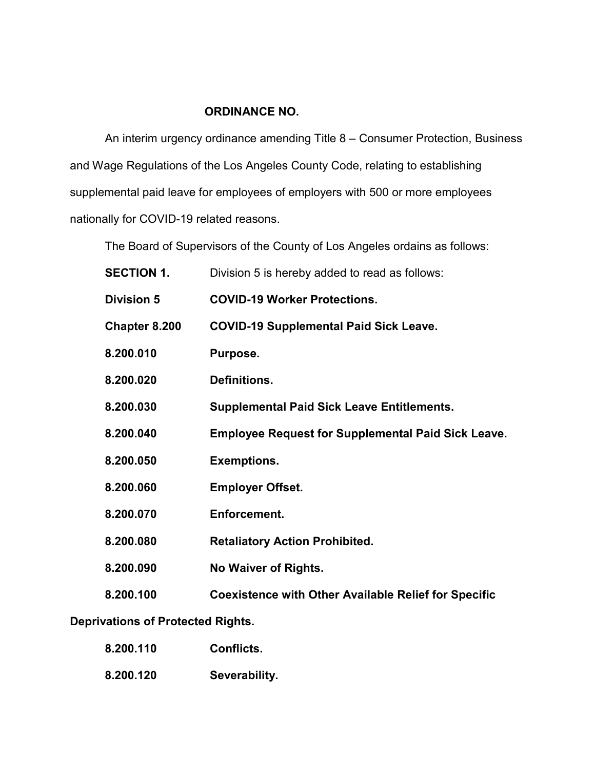**ORDINANCE NO.**

An interim urgency ordinance amending Title 8 – Consumer Protection, Business and Wage Regulations of the Los Angeles County Code, relating to establishing supplemental paid leave for employees of employers with 500 or more employees nationally for COVID-19 related reasons.

The Board of Supervisors of the County of Los Angeles ordains as follows:

**SECTION 1.** Division 5 is hereby added to read as follows:

**Division 5 COVID-19 Worker Protections.**

**Chapter 8.200 COVID-19 Supplemental Paid Sick Leave.**

**8.200.010 Purpose.**

**8.200.020 Definitions.**

**8.200.030 Supplemental Paid Sick Leave Entitlements.**

**8.200.040 Employee Request for Supplemental Paid Sick Leave.**

**8.200.050 Exemptions.**

**8.200.060 Employer Offset.**

**8.200.070 Enforcement.**

**8.200.080 Retaliatory Action Prohibited.**

**8.200.090 No Waiver of Rights.**

**8.200.100 Coexistence with Other Available Relief for Specific Deprivations of Protected Rights.**

**8.200.110 Conflicts.**

**8.200.120 Severability.**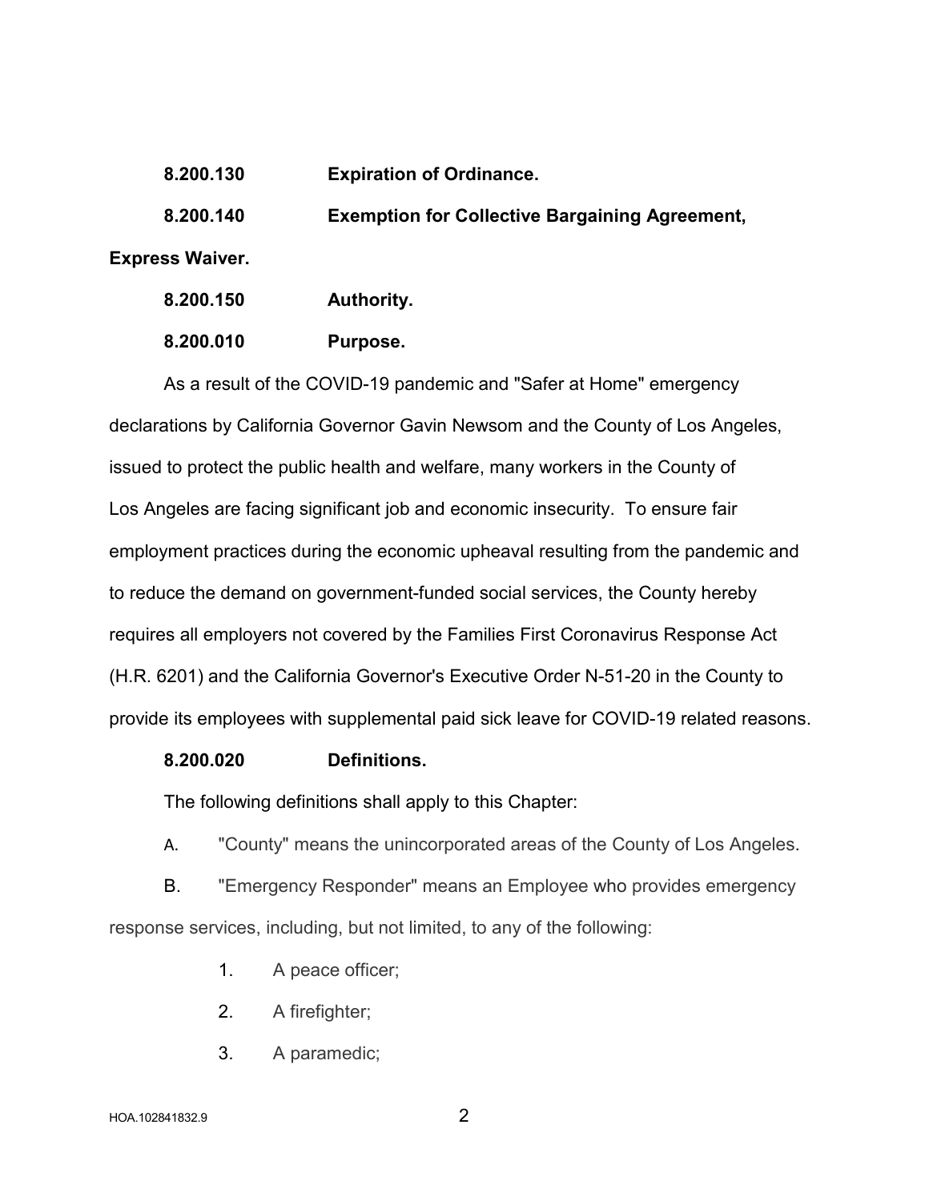**8.200.130 Expiration of Ordinance.**

**8.200.140 Exemption for Collective Bargaining Agreement, Express Waiver.**

**8.200.150 Authority.**

**8.200.010 Purpose.**

As a result of the COVID-19 pandemic and "Safer at Home" emergency declarations by California Governor Gavin Newsom and the County of Los Angeles, issued to protect the public health and welfare, many workers in the County of Los Angeles are facing significant job and economic insecurity. To ensure fair employment practices during the economic upheaval resulting from the pandemic and to reduce the demand on government-funded social services, the County hereby requires all employers not covered by the Families First Coronavirus Response Act (H.R. 6201) and the California Governor's Executive Order N-51-20 in the County to provide its employees with supplemental paid sick leave for COVID-19 related reasons.

**8.200.020 Definitions.**

The following definitions shall apply to this Chapter:

A. "County" means the unincorporated areas of the County of Los Angeles.

B. "Emergency Responder" means an Employee who provides emergency response services, including, but not limited, to any of the following:

1. A peace officer;
2. A firefighter;
3. A paramedic;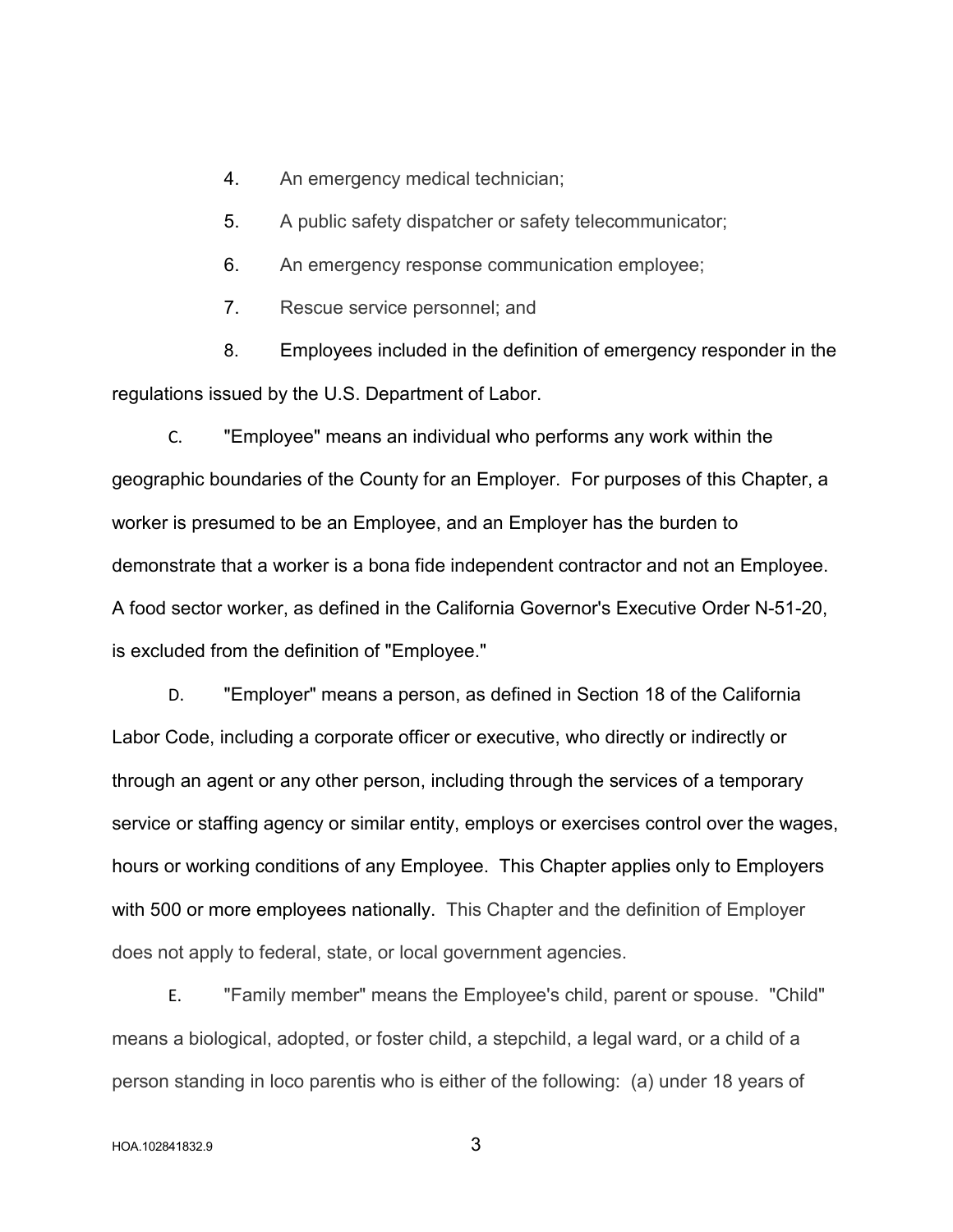4. An emergency medical technician;

5. A public safety dispatcher or safety telecommunicator;

6. An emergency response communication employee;

7. Rescue service personnel; and

8. Employees included in the definition of emergency responder in the regulations issued by the U.S. Department of Labor.

C. "Employee" means an individual who performs any work within the geographic boundaries of the County for an Employer. For purposes of this Chapter, a worker is presumed to be an Employee, and an Employer has the burden to demonstrate that a worker is a bona fide independent contractor and not an Employee. A food sector worker, as defined in the California Governor's Executive Order N-51-20, is excluded from the definition of "Employee."

D. "Employer" means a person, as defined in Section 18 of the California Labor Code, including a corporate officer or executive, who directly or indirectly or through an agent or any other person, including through the services of a temporary service or staffing agency or similar entity, employs or exercises control over the wages, hours or working conditions of any Employee. This Chapter applies only to Employers with 500 or more employees nationally. This Chapter and the definition of Employer does not apply to federal, state, or local government agencies.

E. "Family member" means the Employee's child, parent or spouse. "Child" means a biological, adopted, or foster child, a stepchild, a legal ward, or a child of a person standing in loco parentis who is either of the following: (a) under 18 years of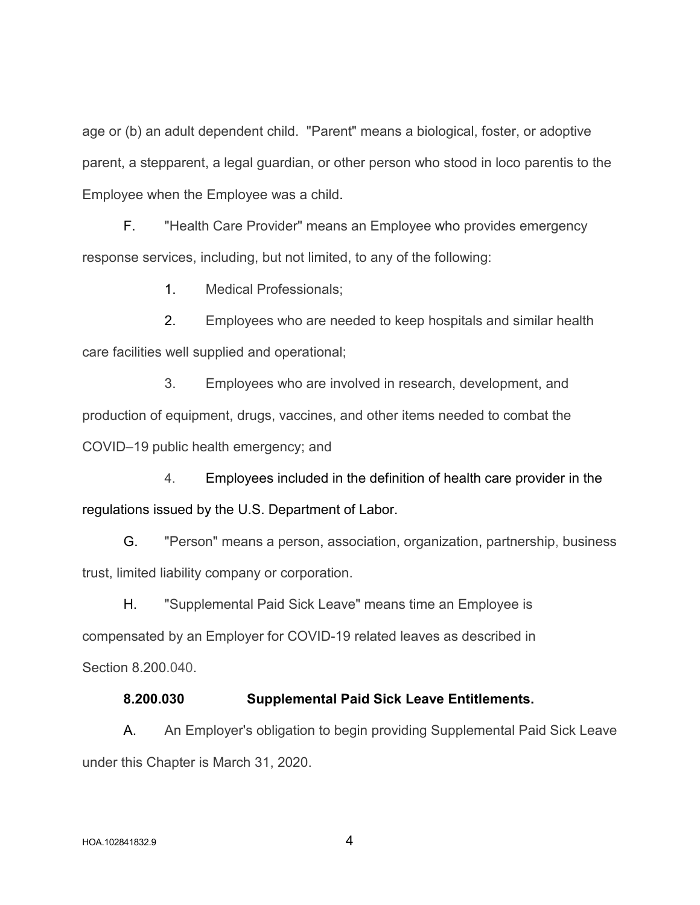age or (b) an adult dependent child. "Parent" means a biological, foster, or adoptive parent, a stepparent, a legal guardian, or other person who stood in loco parentis to the Employee when the Employee was a child.

F. "Health Care Provider" means an Employee who provides emergency response services, including, but not limited, to any of the following:

1. Medical Professionals;

2. Employees who are needed to keep hospitals and similar health care facilities well supplied and operational;

3. Employees who are involved in research, development, and production of equipment, drugs, vaccines, and other items needed to combat the COVID–19 public health emergency; and

4. Employees included in the definition of health care provider in the regulations issued by the U.S. Department of Labor.

G. "Person" means a person, association, organization, partnership, business trust, limited liability company or corporation.

H. "Supplemental Paid Sick Leave" means time an Employee is compensated by an Employer for COVID-19 related leaves as described in Section 8.200.040.

**8.200.030 Supplemental Paid Sick Leave Entitlements.**

A. An Employer's obligation to begin providing Supplemental Paid Sick Leave under this Chapter is March 31, 2020.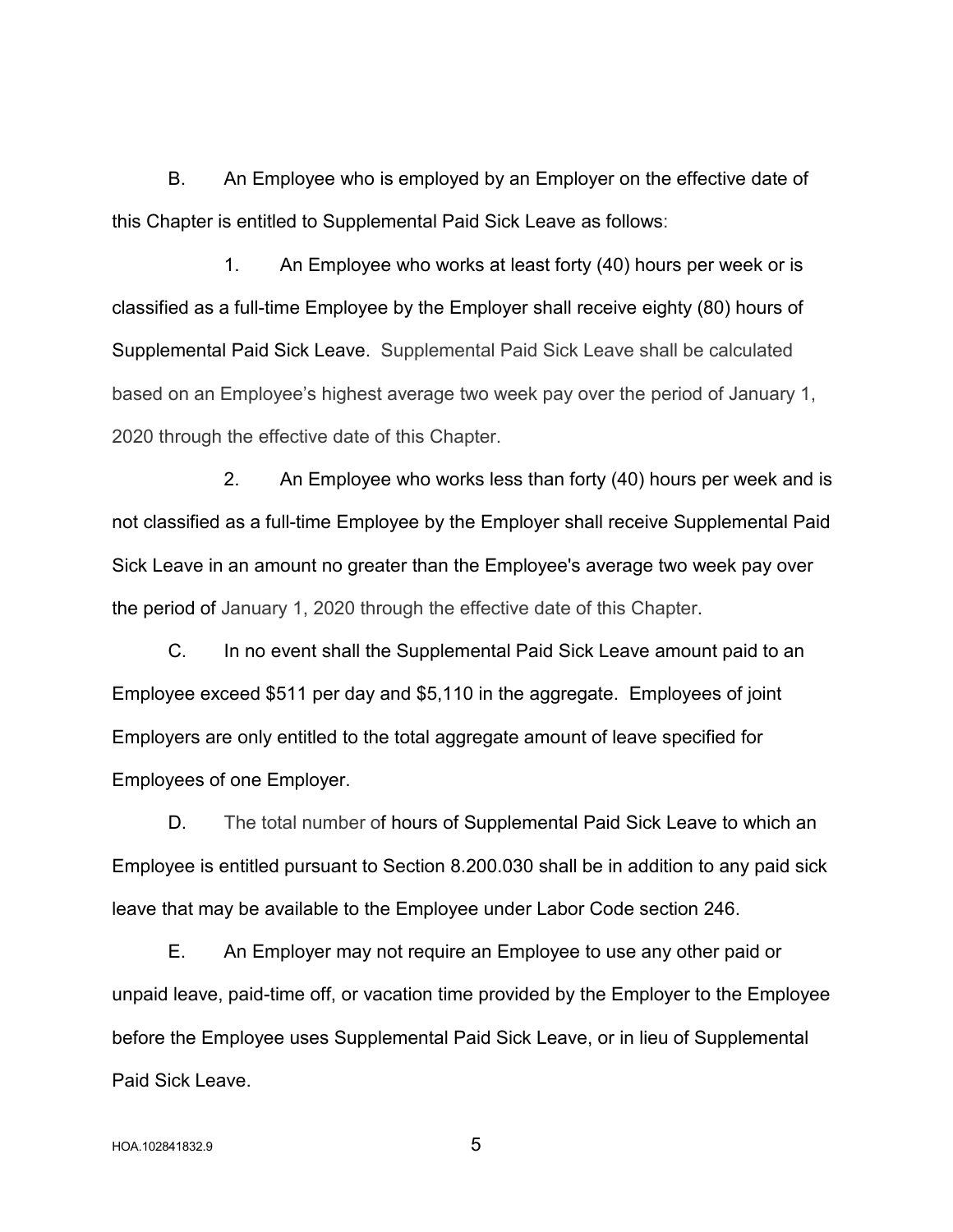B. An Employee who is employed by an Employer on the effective date of this Chapter is entitled to Supplemental Paid Sick Leave as follows:

1. An Employee who works at least forty (40) hours per week or is classified as a full-time Employee by the Employer shall receive eighty (80) hours of Supplemental Paid Sick Leave. Supplemental Paid Sick Leave shall be calculated based on an Employee's highest average two week pay over the period of January 1, 2020 through the effective date of this Chapter.

2. An Employee who works less than forty (40) hours per week and is not classified as a full-time Employee by the Employer shall receive Supplemental Paid Sick Leave in an amount no greater than the Employee's average two week pay over the period of January 1, 2020 through the effective date of this Chapter.

C. In no event shall the Supplemental Paid Sick Leave amount paid to an Employee exceed $511 per day and $5,110 in the aggregate. Employees of joint Employers are only entitled to the total aggregate amount of leave specified for Employees of one Employer.

D. The total number of hours of Supplemental Paid Sick Leave to which an Employee is entitled pursuant to Section 8.200.030 shall be in addition to any paid sick leave that may be available to the Employee under Labor Code section 246.

E. An Employer may not require an Employee to use any other paid or unpaid leave, paid-time off, or vacation time provided by the Employer to the Employee before the Employee uses Supplemental Paid Sick Leave, or in lieu of Supplemental Paid Sick Leave.

HOA.102841832.9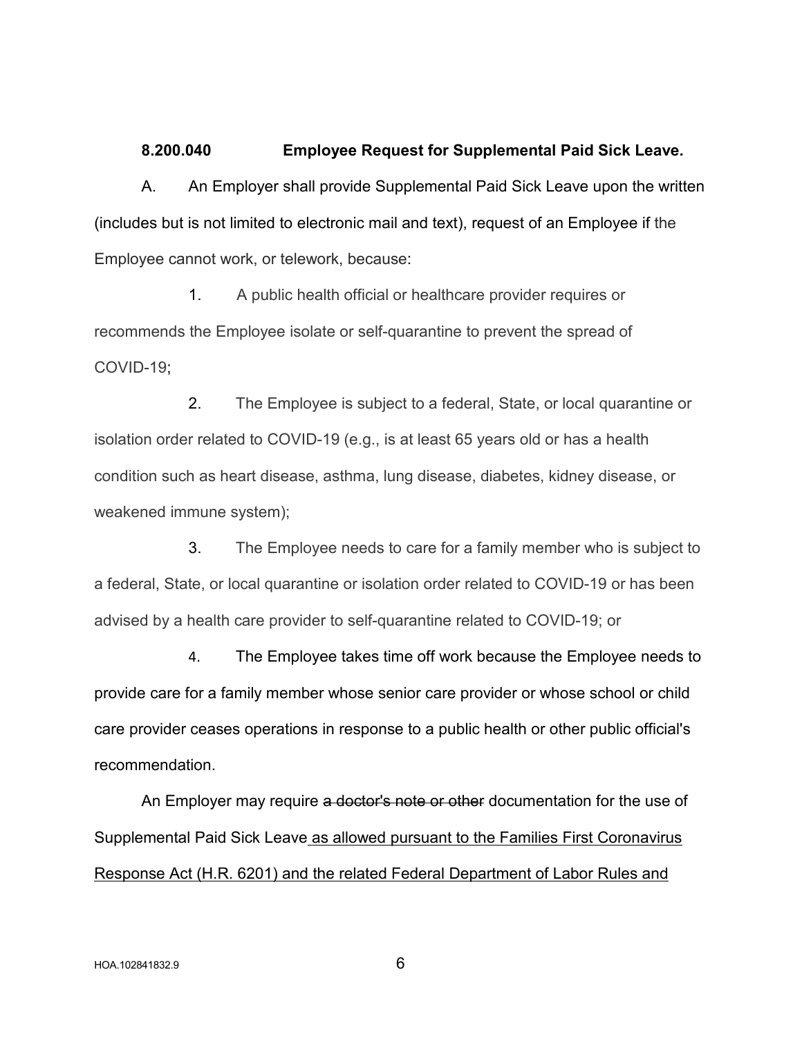**8.200.040 Employee Request for Supplemental Paid Sick Leave.**

A. An Employer shall provide Supplemental Paid Sick Leave upon the written (includes but is not limited to electronic mail and text), request of an Employee if the Employee cannot work, or telework, because:

1. A public health official or healthcare provider requires or recommends the Employee isolate or self-quarantine to prevent the spread of COVID-19;

2. The Employee is subject to a federal, State, or local quarantine or isolation order related to COVID-19 (e.g., is at least 65 years old or has a health condition such as heart disease, asthma, lung disease, diabetes, kidney disease, or weakened immune system);

3. The Employee needs to care for a family member who is subject to a federal, State, or local quarantine or isolation order related to COVID-19 or has been advised by a health care provider to self-quarantine related to COVID-19; or

4. The Employee takes time off work because the Employee needs to provide care for a family member whose senior care provider or whose school or child care provider ceases operations in response to a public health or other public official's recommendation.

An Employer may require ~~a doctor's note or other~~ documentation for the use of Supplemental Paid Sick Leave as allowed pursuant to the Families First Coronavirus Response Act (H.R. 6201) and the related Federal Department of Labor Rules and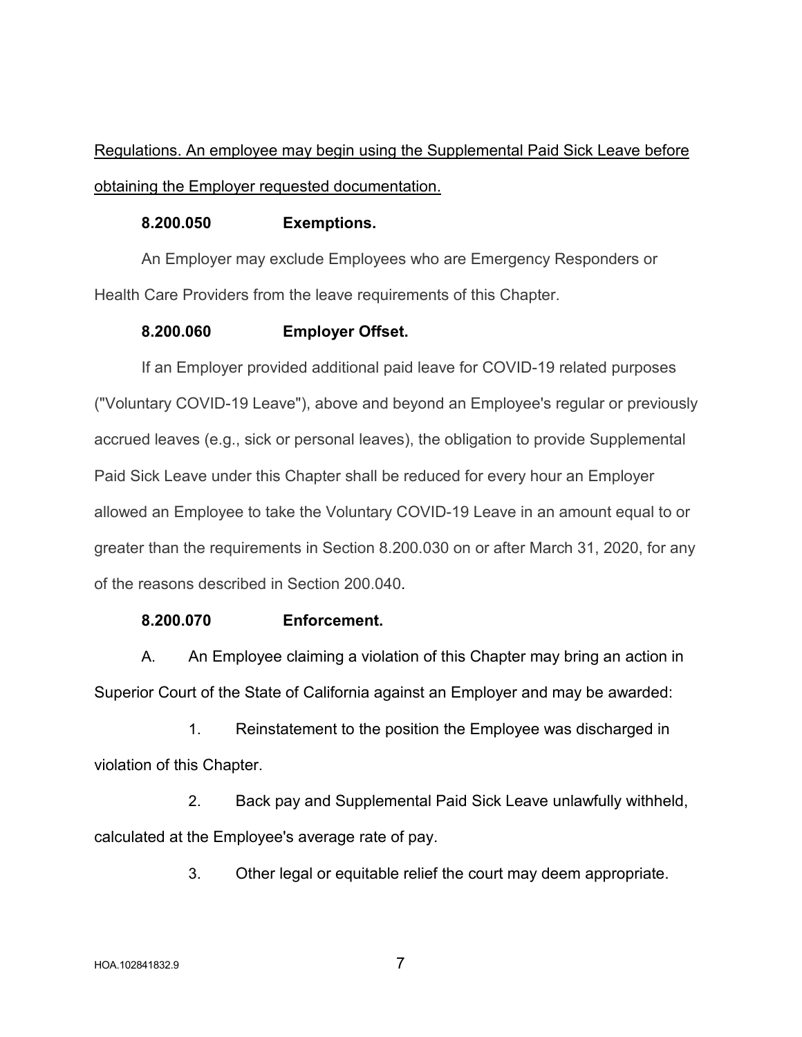<u>Regulations. An employee may begin using the Supplemental Paid Sick Leave before obtaining the Employer requested documentation.</u>

**8.200.050 Exemptions.**

An Employer may exclude Employees who are Emergency Responders or Health Care Providers from the leave requirements of this Chapter.

**8.200.060 Employer Offset.**

If an Employer provided additional paid leave for COVID-19 related purposes ("Voluntary COVID-19 Leave"), above and beyond an Employee's regular or previously accrued leaves (e.g., sick or personal leaves), the obligation to provide Supplemental Paid Sick Leave under this Chapter shall be reduced for every hour an Employer allowed an Employee to take the Voluntary COVID-19 Leave in an amount equal to or greater than the requirements in Section 8.200.030 on or after March 31, 2020, for any of the reasons described in Section 200.040.

**8.200.070 Enforcement.**

A. An Employee claiming a violation of this Chapter may bring an action in Superior Court of the State of California against an Employer and may be awarded:

1. Reinstatement to the position the Employee was discharged in violation of this Chapter.

2. Back pay and Supplemental Paid Sick Leave unlawfully withheld, calculated at the Employee's average rate of pay.

3. Other legal or equitable relief the court may deem appropriate.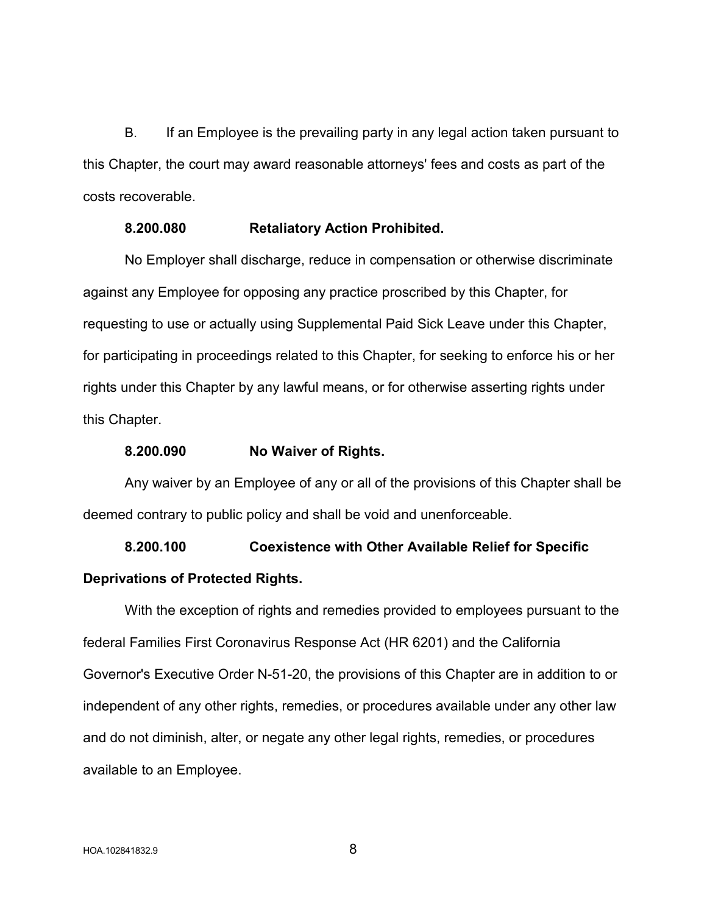B. If an Employee is the prevailing party in any legal action taken pursuant to this Chapter, the court may award reasonable attorneys' fees and costs as part of the costs recoverable.

**8.200.080 Retaliatory Action Prohibited.**

No Employer shall discharge, reduce in compensation or otherwise discriminate against any Employee for opposing any practice proscribed by this Chapter, for requesting to use or actually using Supplemental Paid Sick Leave under this Chapter, for participating in proceedings related to this Chapter, for seeking to enforce his or her rights under this Chapter by any lawful means, or for otherwise asserting rights under this Chapter.

**8.200.090 No Waiver of Rights.**

Any waiver by an Employee of any or all of the provisions of this Chapter shall be deemed contrary to public policy and shall be void and unenforceable.

**8.200.100 Coexistence with Other Available Relief for Specific Deprivations of Protected Rights.**

With the exception of rights and remedies provided to employees pursuant to the federal Families First Coronavirus Response Act (HR 6201) and the California Governor's Executive Order N-51-20, the provisions of this Chapter are in addition to or independent of any other rights, remedies, or procedures available under any other law and do not diminish, alter, or negate any other legal rights, remedies, or procedures available to an Employee.

HOA.102841832.9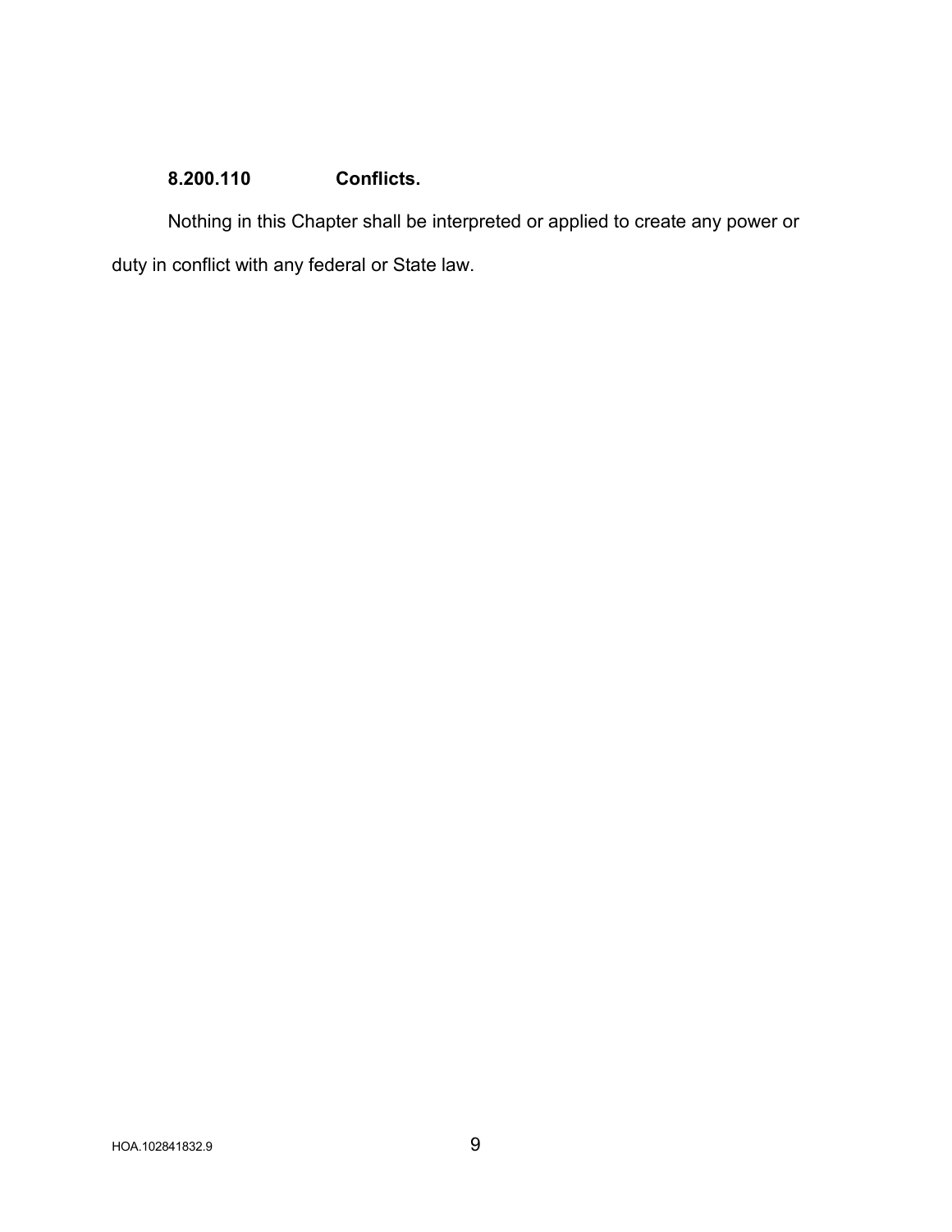**8.200.110 Conflicts.**

Nothing in this Chapter shall be interpreted or applied to create any power or duty in conflict with any federal or State law.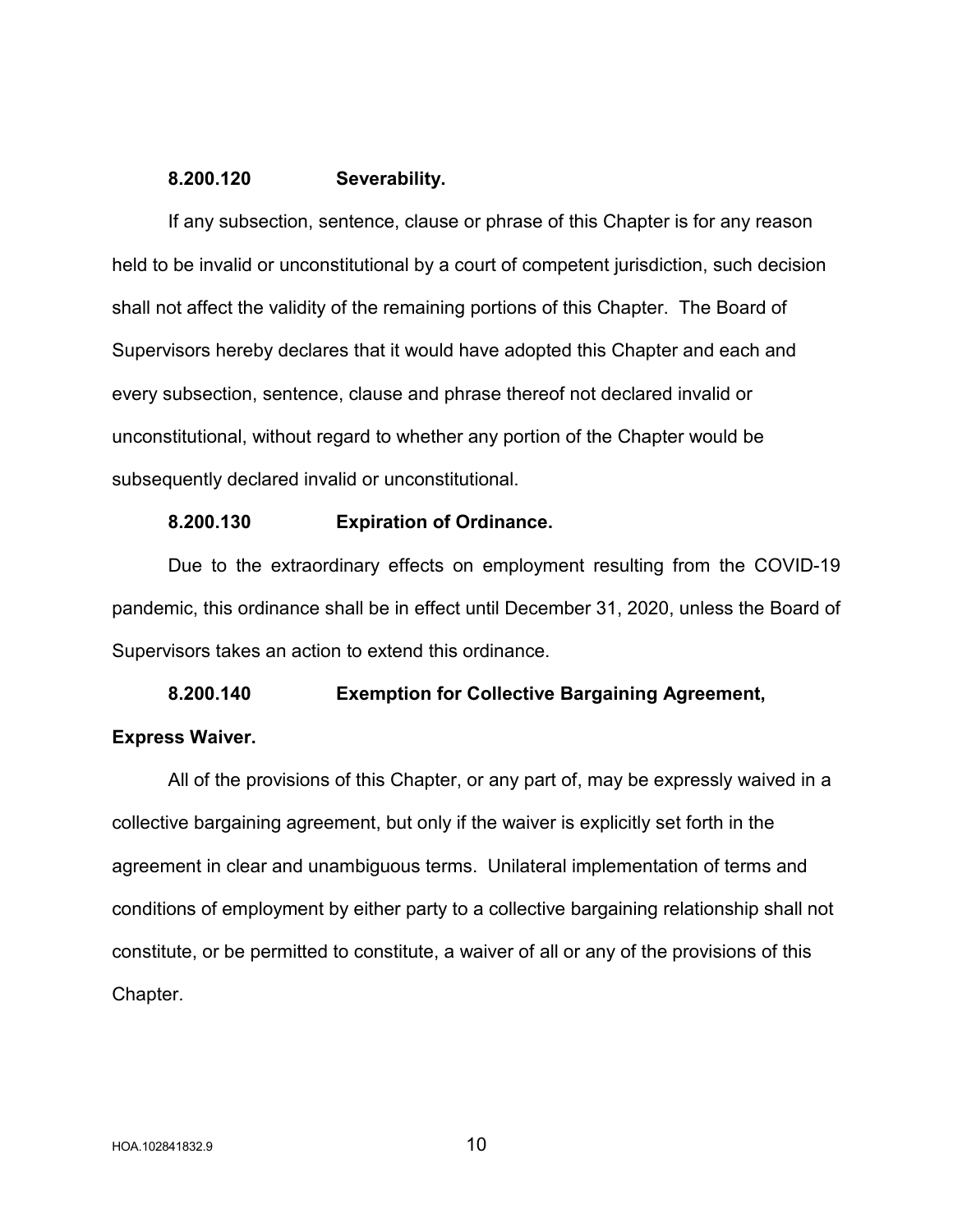**8.200.120 Severability.**

If any subsection, sentence, clause or phrase of this Chapter is for any reason held to be invalid or unconstitutional by a court of competent jurisdiction, such decision shall not affect the validity of the remaining portions of this Chapter. The Board of Supervisors hereby declares that it would have adopted this Chapter and each and every subsection, sentence, clause and phrase thereof not declared invalid or unconstitutional, without regard to whether any portion of the Chapter would be subsequently declared invalid or unconstitutional.

**8.200.130 Expiration of Ordinance.**

Due to the extraordinary effects on employment resulting from the COVID-19 pandemic, this ordinance shall be in effect until December 31, 2020, unless the Board of Supervisors takes an action to extend this ordinance.

**8.200.140 Exemption for Collective Bargaining Agreement, Express Waiver.**

All of the provisions of this Chapter, or any part of, may be expressly waived in a collective bargaining agreement, but only if the waiver is explicitly set forth in the agreement in clear and unambiguous terms. Unilateral implementation of terms and conditions of employment by either party to a collective bargaining relationship shall not constitute, or be permitted to constitute, a waiver of all or any of the provisions of this Chapter.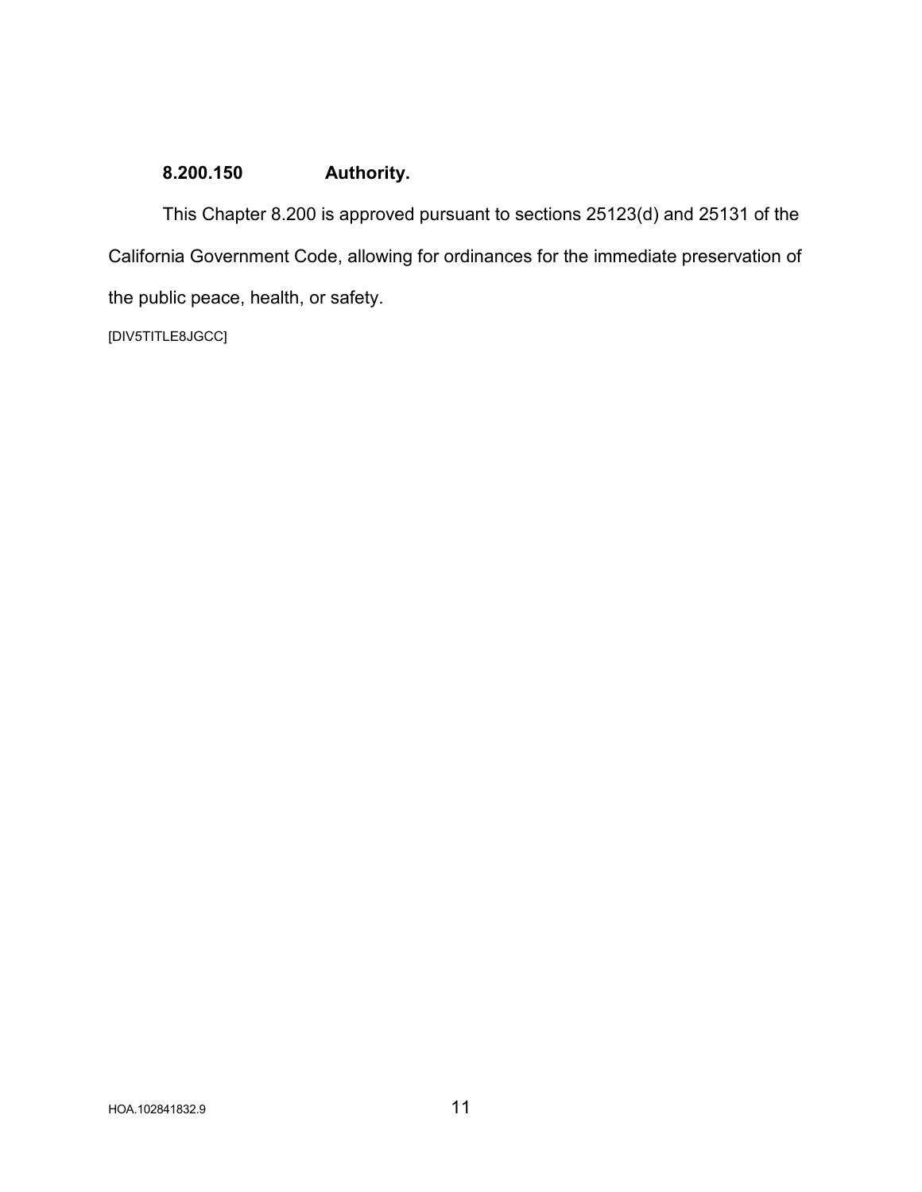**8.200.150 Authority.**

This Chapter 8.200 is approved pursuant to sections 25123(d) and 25131 of the California Government Code, allowing for ordinances for the immediate preservation of the public peace, health, or safety.

[DIV5TITLE8JGCC]